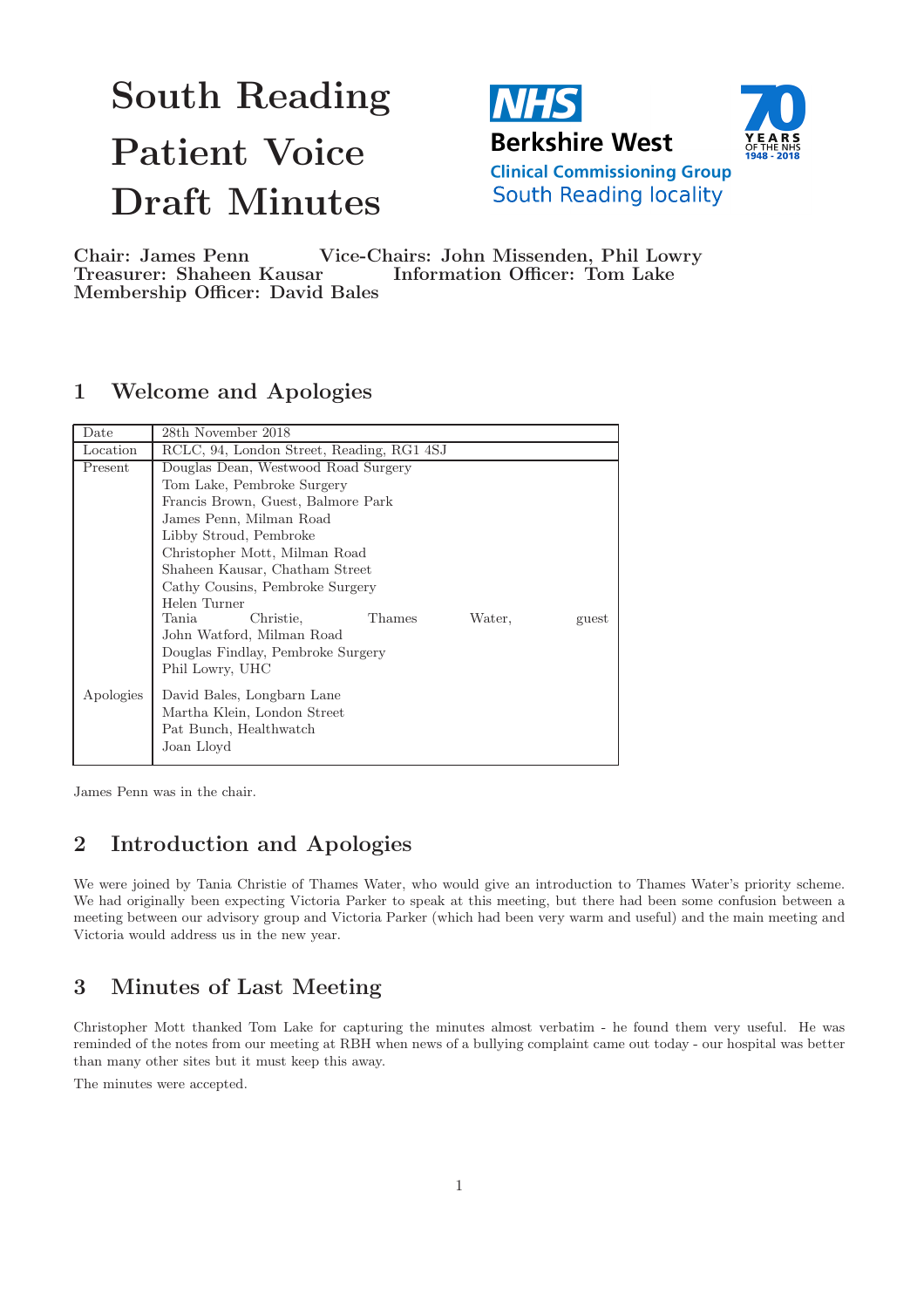# South Reading Patient Voice Draft Minutes

NHS Berkshire West Clinical Commissioning Group South Reading locality

70 YEARS OF THE NHS 1948 - 2018

**Chair: James Penn** **Vice-Chairs: John Missenden, Phil Lowry**
**Treasurer: Shaheen Kausar** **Information Officer: Tom Lake**
**Membership Officer: David Bales**

## 1 Welcome and Apologies

| | |
|---|---|
| Date | 28th November 2018 |
| Location | RCLC, 94, London Street, Reading, RG1 4SJ |
| Present | Douglas Dean, Westwood Road Surgery<br>Tom Lake, Pembroke Surgery<br>Francis Brown, Guest, Balmore Park<br>James Penn, Milman Road<br>Libby Stroud, Pembroke<br>Christopher Mott, Milman Road<br>Shaheen Kausar, Chatham Street<br>Cathy Cousins, Pembroke Surgery<br>Helen Turner<br>Tania Christie, Thames Water, guest<br>John Watford, Milman Road<br>Douglas Findlay, Pembroke Surgery<br>Phil Lowry, UHC |
| Apologies | David Bales, Longbarn Lane<br>Martha Klein, London Street<br>Pat Bunch, Healthwatch<br>Joan Lloyd |

James Penn was in the chair.

## 2 Introduction and Apologies

We were joined by Tania Christie of Thames Water, who would give an introduction to Thames Water's priority scheme. We had originally been expecting Victoria Parker to speak at this meeting, but there had been some confusion between a meeting between our advisory group and Victoria Parker (which had been very warm and useful) and the main meeting and Victoria would address us in the new year.

## 3 Minutes of Last Meeting

Christopher Mott thanked Tom Lake for capturing the minutes almost verbatim - he found them very useful. He was reminded of the notes from our meeting at RBH when news of a bullying complaint came out today - our hospital was better than many other sites but it must keep this away.

The minutes were accepted.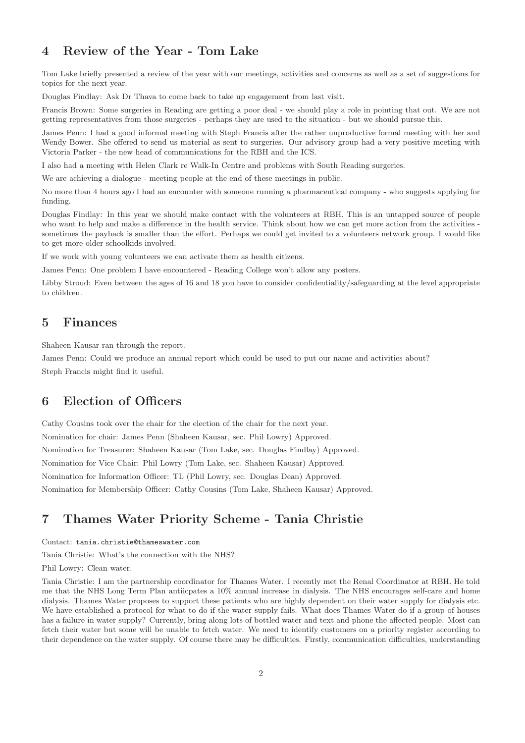## 4 Review of the Year - Tom Lake

Tom Lake briefly presented a review of the year with our meetings, activities and concerns as well as a set of suggestions for topics for the next year.

Douglas Findlay: Ask Dr Thava to come back to take up engagement from last visit.

Francis Brown: Some surgeries in Reading are getting a poor deal - we should play a role in pointing that out. We are not getting representatives from those surgeries - perhaps they are used to the situation - but we should pursue this.

James Penn: I had a good informal meeting with Steph Francis after the rather unproductive formal meeting with her and Wendy Bower. She offered to send us material as sent to surgeries. Our advisory group had a very positive meeting with Victoria Parker - the new head of communications for the RBH and the ICS.

I also had a meeting with Helen Clark re Walk-In Centre and problems with South Reading surgeries.

We are achieving a dialogue - meeting people at the end of these meetings in public.

No more than 4 hours ago I had an encounter with someone running a pharmaceutical company - who suggests applying for funding.

Douglas Findlay: In this year we should make contact with the volunteers at RBH. This is an untapped source of people who want to help and make a difference in the health service. Think about how we can get more action from the activities - sometimes the payback is smaller than the effort. Perhaps we could get invited to a volunteers network group. I would like to get more older schoolkids involved.

If we work with young volunteers we can activate them as health citizens.

James Penn: One problem I have encountered - Reading College won't allow any posters.

Libby Stroud: Even between the ages of 16 and 18 you have to consider confidentiality/safeguarding at the level appropriate to children.

## 5 Finances

Shaheen Kausar ran through the report.

James Penn: Could we produce an annual report which could be used to put our name and activities about?

Steph Francis might find it useful.

## 6 Election of Officers

Cathy Cousins took over the chair for the election of the chair for the next year.

Nomination for chair: James Penn (Shaheen Kausar, sec. Phil Lowry) Approved.

Nomination for Treasurer: Shaheen Kausar (Tom Lake, sec. Douglas Findlay) Approved.

Nomination for Vice Chair: Phil Lowry (Tom Lake, sec. Shaheen Kausar) Approved.

Nomination for Information Officer: TL (Phil Lowry, sec. Douglas Dean) Approved.

Nomination for Membership Officer: Cathy Cousins (Tom Lake, Shaheen Kausar) Approved.

## 7 Thames Water Priority Scheme - Tania Christie

Contact: `tania.christie@thameswater.com`

Tania Christie: What's the connection with the NHS?

Phil Lowry: Clean water.

Tania Christie: I am the partnership coordinator for Thames Water. I recently met the Renal Coordinator at RBH. He told me that the NHS Long Term Plan antiicpates a 10% annual increase in dialysis. The NHS encourages self-care and home dialysis. Thames Water proposes to support these patients who are highly dependent on their water supply for dialysis etc. We have established a protocol for what to do if the water supply fails. What does Thames Water do if a group of houses has a failure in water supply? Currently, bring along lots of bottled water and text and phone the affected people. Most can fetch their water but some will be unable to fetch water. We need to identify customers on a priority register according to their dependence on the water supply. Of course there may be difficulties. Firstly, communication difficulties, understanding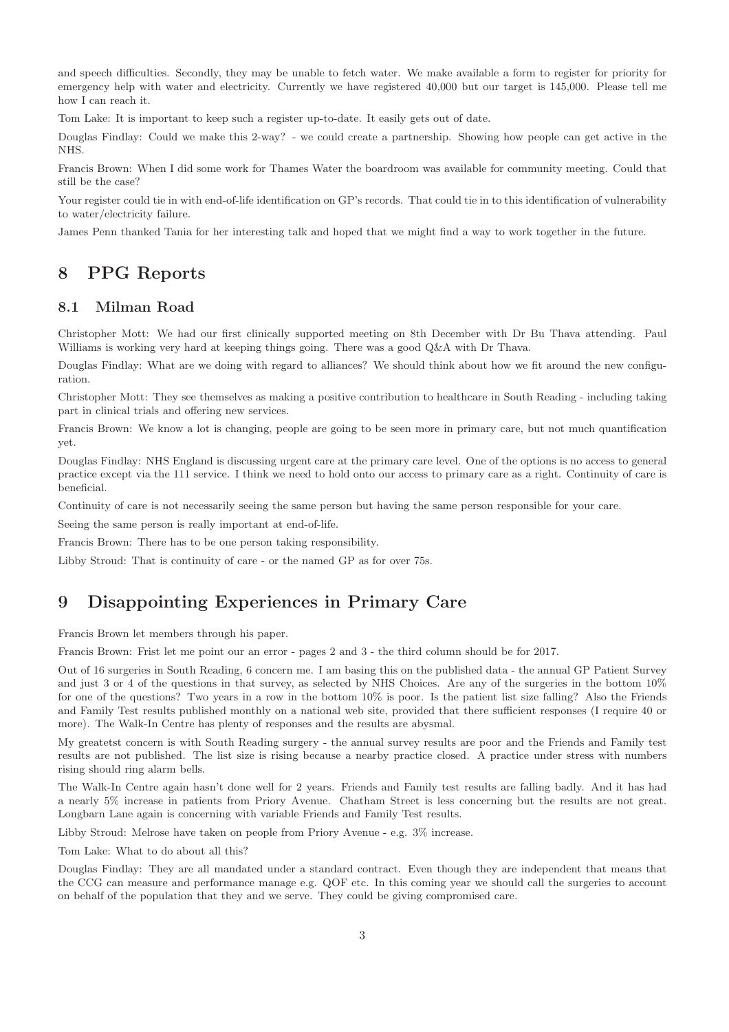and speech difficulties. Secondly, they may be unable to fetch water. We make available a form to register for priority for emergency help with water and electricity. Currently we have registered 40,000 but our target is 145,000. Please tell me how I can reach it.

Tom Lake: It is important to keep such a register up-to-date. It easily gets out of date.

Douglas Findlay: Could we make this 2-way? - we could create a partnership. Showing how people can get active in the NHS.

Francis Brown: When I did some work for Thames Water the boardroom was available for community meeting. Could that still be the case?

Your register could tie in with end-of-life identification on GP's records. That could tie in to this identification of vulnerability to water/electricity failure.

James Penn thanked Tania for her interesting talk and hoped that we might find a way to work together in the future.

## 8 PPG Reports

### 8.1 Milman Road

Christopher Mott: We had our first clinically supported meeting on 8th December with Dr Bu Thava attending. Paul Williams is working very hard at keeping things going. There was a good Q&A with Dr Thava.

Douglas Findlay: What are we doing with regard to alliances? We should think about how we fit around the new configuration.

Christopher Mott: They see themselves as making a positive contribution to healthcare in South Reading - including taking part in clinical trials and offering new services.

Francis Brown: We know a lot is changing, people are going to be seen more in primary care, but not much quantification yet.

Douglas Findlay: NHS England is discussing urgent care at the primary care level. One of the options is no access to general practice except via the 111 service. I think we need to hold onto our access to primary care as a right. Continuity of care is beneficial.

Continuity of care is not necessarily seeing the same person but having the same person responsible for your care.

Seeing the same person is really important at end-of-life.

Francis Brown: There has to be one person taking responsibility.

Libby Stroud: That is continuity of care - or the named GP as for over 75s.

## 9 Disappointing Experiences in Primary Care

Francis Brown let members through his paper.

Francis Brown: Frist let me point our an error - pages 2 and 3 - the third column should be for 2017.

Out of 16 surgeries in South Reading, 6 concern me. I am basing this on the published data - the annual GP Patient Survey and just 3 or 4 of the questions in that survey, as selected by NHS Choices. Are any of the surgeries in the bottom 10% for one of the questions? Two years in a row in the bottom 10% is poor. Is the patient list size falling? Also the Friends and Family Test results published monthly on a national web site, provided that there sufficient responses (I require 40 or more). The Walk-In Centre has plenty of responses and the results are abysmal.

My greatetst concern is with South Reading surgery - the annual survey results are poor and the Friends and Family test results are not published. The list size is rising because a nearby practice closed. A practice under stress with numbers rising should ring alarm bells.

The Walk-In Centre again hasn't done well for 2 years. Friends and Family test results are falling badly. And it has had a nearly 5% increase in patients from Priory Avenue. Chatham Street is less concerning but the results are not great. Longbarn Lane again is concerning with variable Friends and Family Test results.

Libby Stroud: Melrose have taken on people from Priory Avenue - e.g. 3% increase.

Tom Lake: What to do about all this?

Douglas Findlay: They are all mandated under a standard contract. Even though they are independent that means that the CCG can measure and performance manage e.g. QOF etc. In this coming year we should call the surgeries to account on behalf of the population that they and we serve. They could be giving compromised care.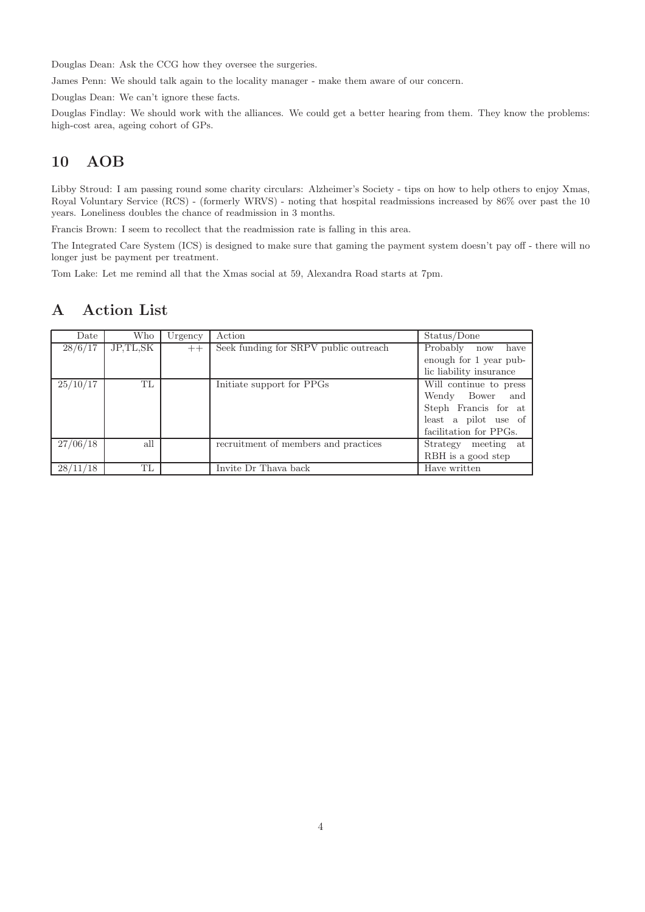Douglas Dean: Ask the CCG how they oversee the surgeries.

James Penn: We should talk again to the locality manager - make them aware of our concern.

Douglas Dean: We can't ignore these facts.

Douglas Findlay: We should work with the alliances. We could get a better hearing from them. They know the problems: high-cost area, ageing cohort of GPs.

## 10 AOB

Libby Stroud: I am passing round some charity circulars: Alzheimer's Society - tips on how to help others to enjoy Xmas, Royal Voluntary Service (RCS) - (formerly WRVS) - noting that hospital readmissions increased by 86% over past the 10 years. Loneliness doubles the chance of readmission in 3 months.

Francis Brown: I seem to recollect that the readmission rate is falling in this area.

The Integrated Care System (ICS) is designed to make sure that gaming the payment system doesn't pay off - there will no longer just be payment per treatment.

Tom Lake: Let me remind all that the Xmas social at 59, Alexandra Road starts at 7pm.

## A Action List

| Date | Who | Urgency | Action | Status/Done |
|---|---|---|---|---|
| 28/6/17 | JP,TL,SK | ++ | Seek funding for SRPV public outreach | Probably now have enough for 1 year public liability insurance |
| 25/10/17 | TL | | Initiate support for PPGs | Will continue to press Wendy Bower and Steph Francis for at least a pilot use of facilitation for PPGs. |
| 27/06/18 | all | | recruitment of members and practices | Strategy meeting at RBH is a good step |
| 28/11/18 | TL | | Invite Dr Thava back | Have written |